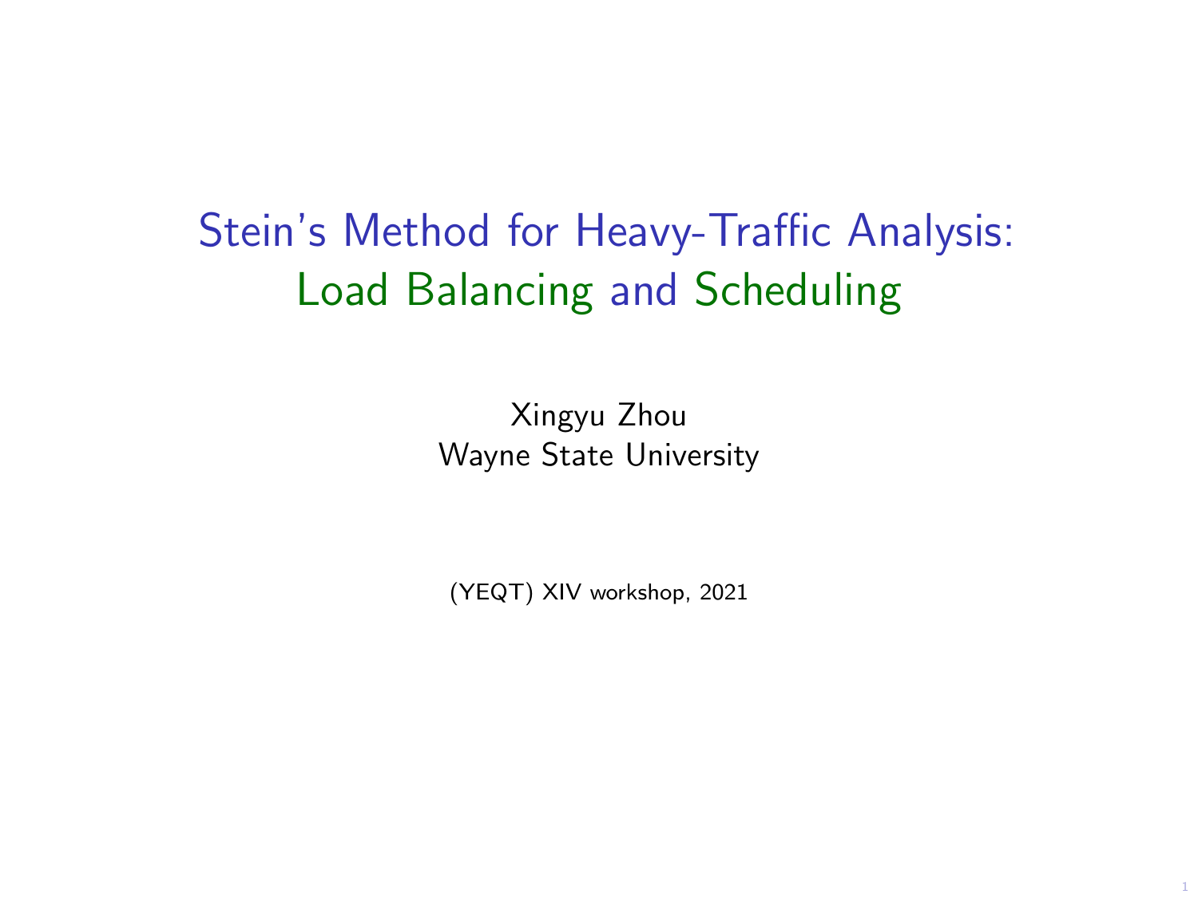# Stein's Method for Heavy-Traffic Analysis: Load Balancing and Scheduling

Xingyu Zhou
Wayne State University

(YEQT) XIV workshop, 2021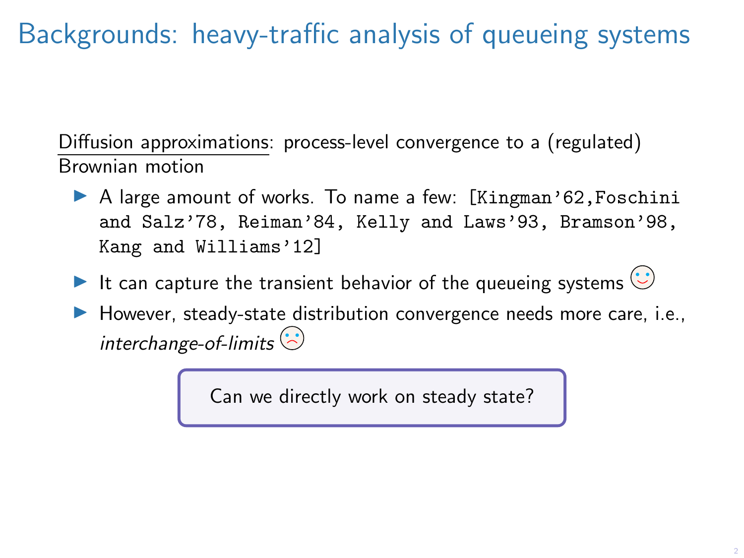# Backgrounds: heavy-traffic analysis of queueing systems

Diffusion approximations: process-level convergence to a (regulated) Brownian motion

- A large amount of works. To name a few: [Kingman'62,Foschini and Salz'78, Reiman'84, Kelly and Laws'93, Bramson'98, Kang and Williams'12]
- It can capture the transient behavior of the queueing systems
- However, steady-state distribution convergence needs more care, i.e., *interchange-of-limits*

Can we directly work on steady state?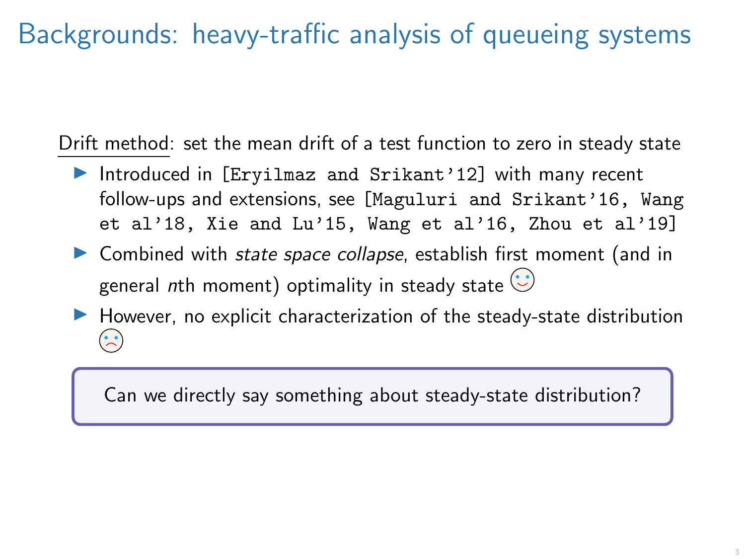# Backgrounds: heavy-traffic analysis of queueing systems

Drift method: set the mean drift of a test function to zero in steady state

- Introduced in [Eryilmaz and Srikant'12] with many recent follow-ups and extensions, see [Maguluri and Srikant'16, Wang et al'18, Xie and Lu'15, Wang et al'16, Zhou et al'19]
- Combined with *state space collapse*, establish first moment (and in general *n*th moment) optimality in steady state ☺
- However, no explicit characterization of the steady-state distribution ☹

Can we directly say something about steady-state distribution?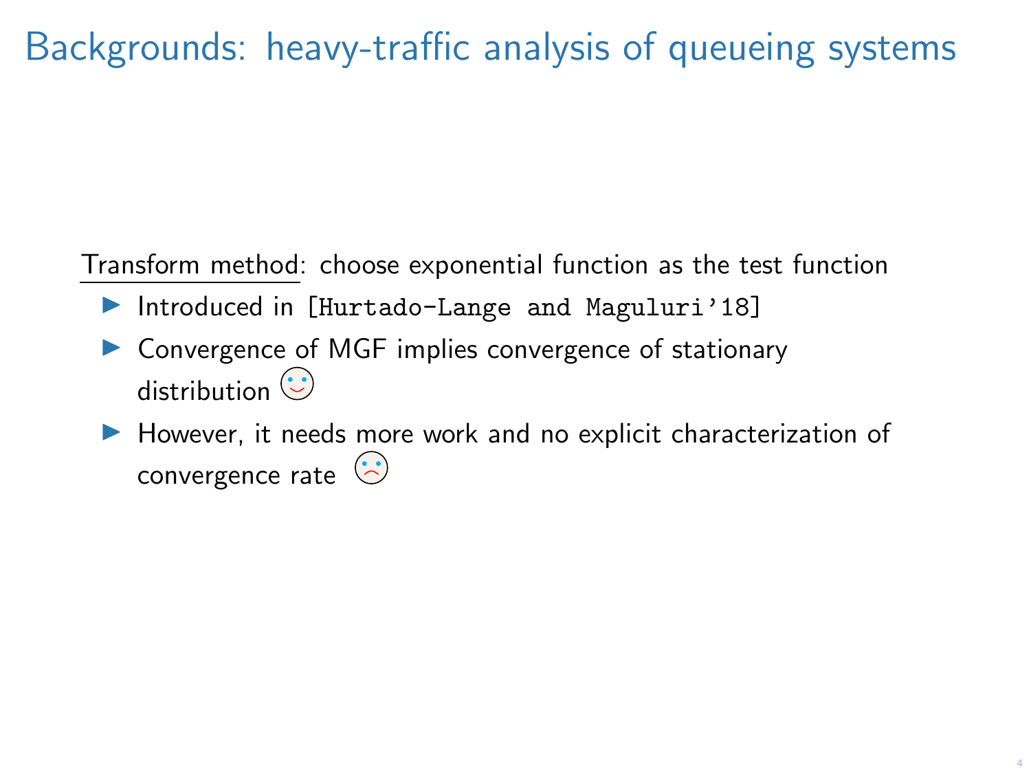# Backgrounds: heavy-traffic analysis of queueing systems

Transform method: choose exponential function as the test function

- Introduced in [Hurtado-Lange and Maguluri'18]
- Convergence of MGF implies convergence of stationary distribution ☺
- However, it needs more work and no explicit characterization of convergence rate ☹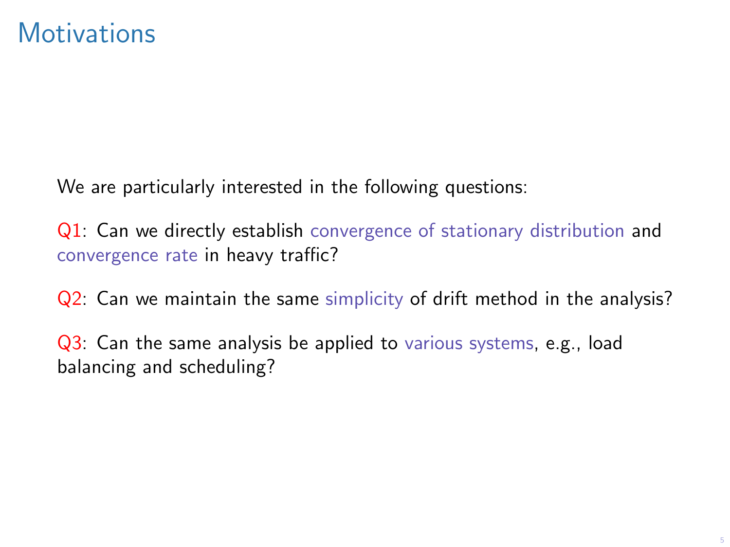# Motivations

We are particularly interested in the following questions:

Q1: Can we directly establish convergence of stationary distribution and convergence rate in heavy traffic?

Q2: Can we maintain the same simplicity of drift method in the analysis?

Q3: Can the same analysis be applied to various systems, e.g., load balancing and scheduling?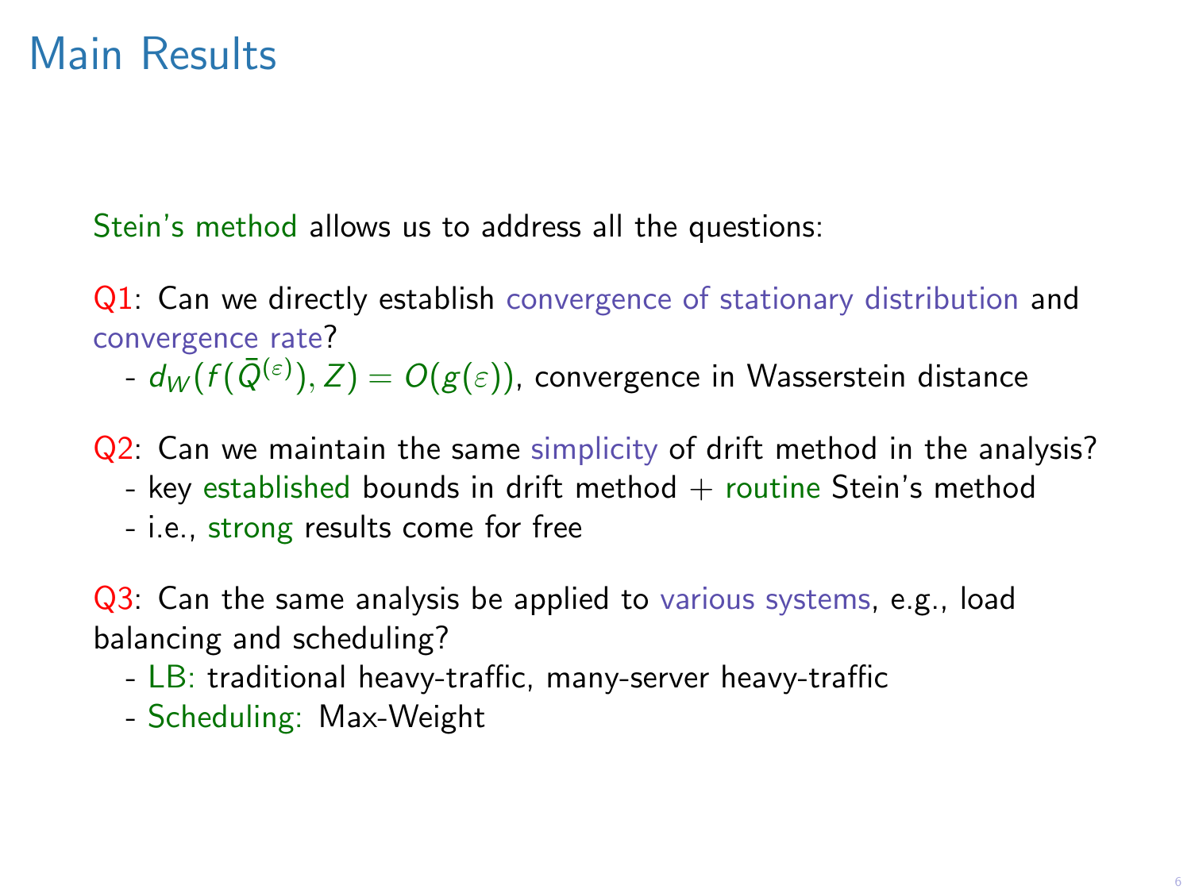# Main Results

Stein's method allows us to address all the questions:

Q1: Can we directly establish convergence of stationary distribution and convergence rate?

- $d_W(f(\bar{Q}^{(\varepsilon)}), Z) = O(g(\varepsilon))$, convergence in Wasserstein distance

Q2: Can we maintain the same simplicity of drift method in the analysis?

- key established bounds in drift method + routine Stein's method
- i.e., strong results come for free

Q3: Can the same analysis be applied to various systems, e.g., load balancing and scheduling?

- LB: traditional heavy-traffic, many-server heavy-traffic
- Scheduling: Max-Weight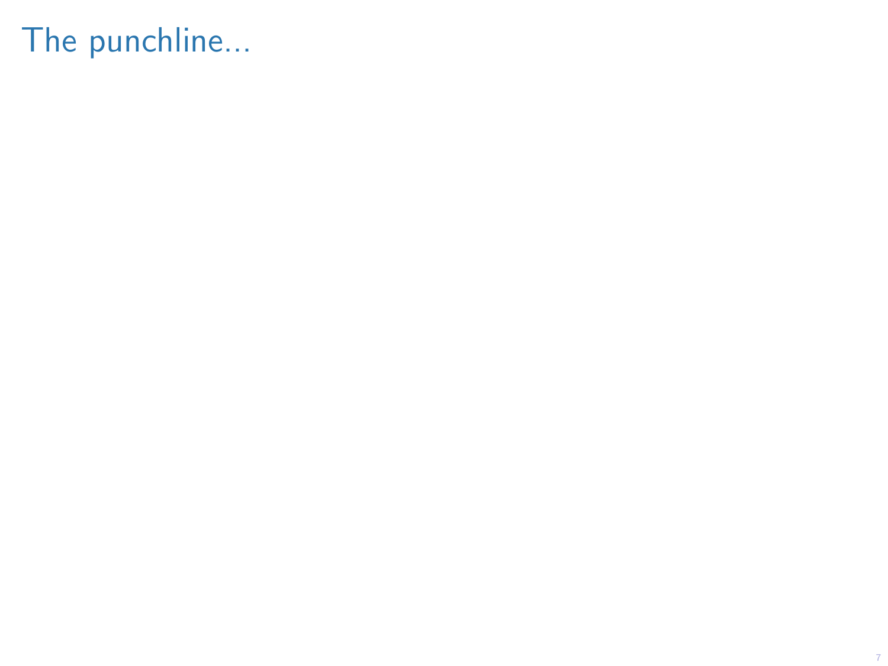# The punchline...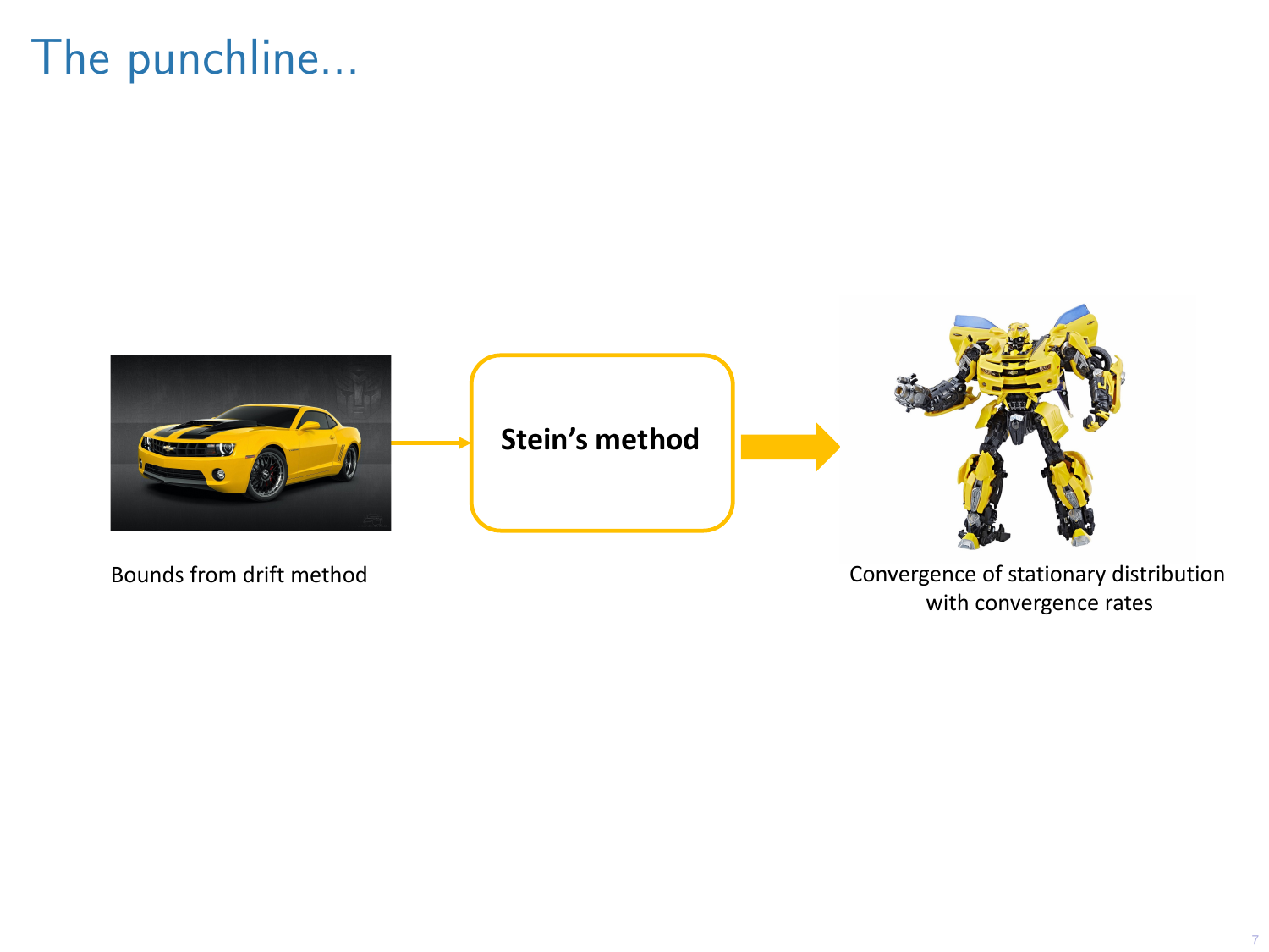# The punchline...

Bounds from drift method

**Stein's method**

Convergence of stationary distribution with convergence rates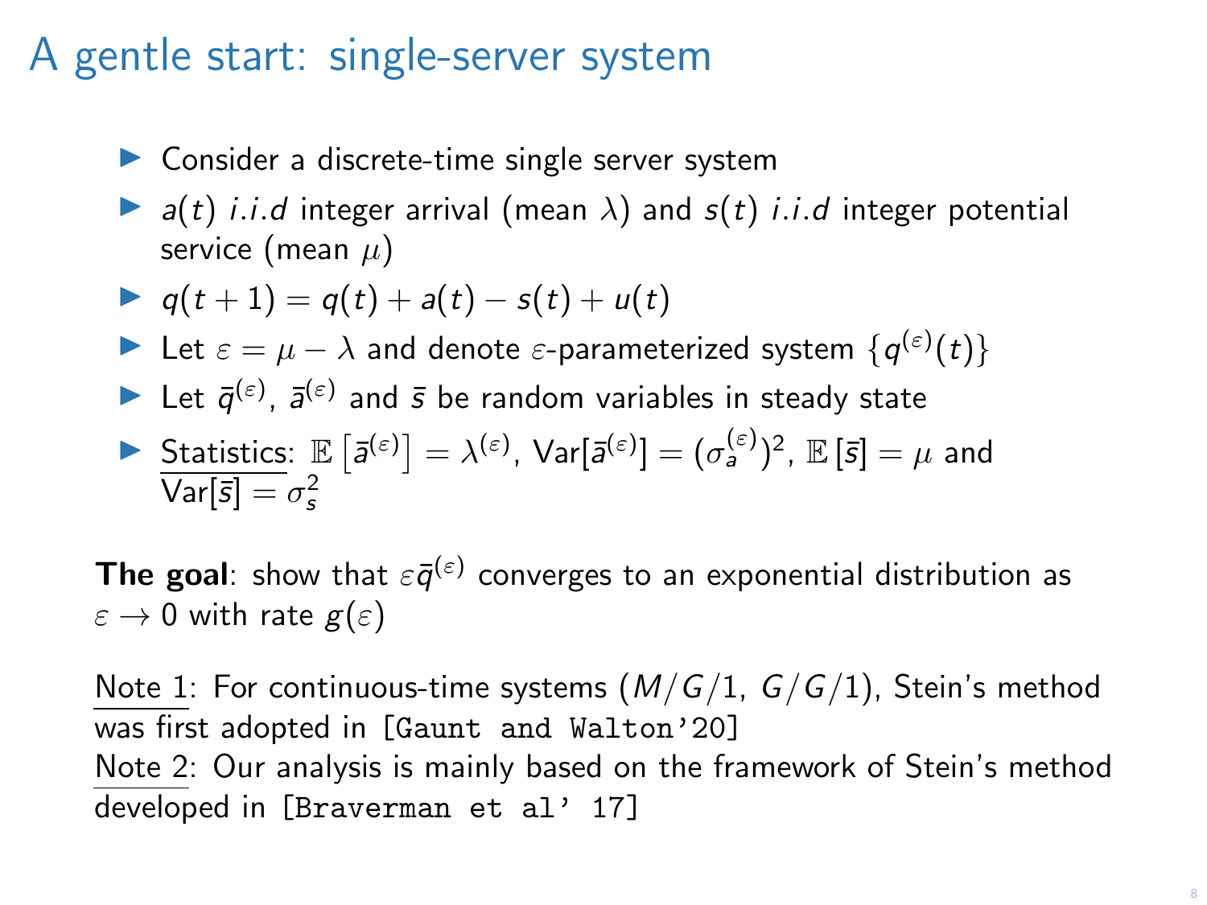# A gentle start: single-server system

- Consider a discrete-time single server system
- $a(t)$ *i.i.d* integer arrival (mean $\lambda$) and $s(t)$ *i.i.d* integer potential service (mean $\mu$)
- $q(t+1) = q(t) + a(t) - s(t) + u(t)$
- Let $\varepsilon = \mu - \lambda$ and denote $\varepsilon$-parameterized system $\{q^{(\varepsilon)}(t)\}$
- Let $\bar{q}^{(\varepsilon)}$, $\bar{a}^{(\varepsilon)}$ and $\bar{s}$ be random variables in steady state
- Statistics: $\mathbb{E}\left[\bar{a}^{(\varepsilon)}\right] = \lambda^{(\varepsilon)}$, $\mathrm{Var}[\bar{a}^{(\varepsilon)}] = (\sigma_a^{(\varepsilon)})^2$, $\mathbb{E}\left[\bar{s}\right] = \mu$ and $\mathrm{Var}[\bar{s}] = \sigma_s^2$

**The goal**: show that $\varepsilon\bar{q}^{(\varepsilon)}$ converges to an exponential distribution as $\varepsilon \to 0$ with rate $g(\varepsilon)$

Note 1: For continuous-time systems ($M/G/1$, $G/G/1$), Stein's method was first adopted in [Gaunt and Walton'20]
Note 2: Our analysis is mainly based on the framework of Stein's method developed in [Braverman et al' 17]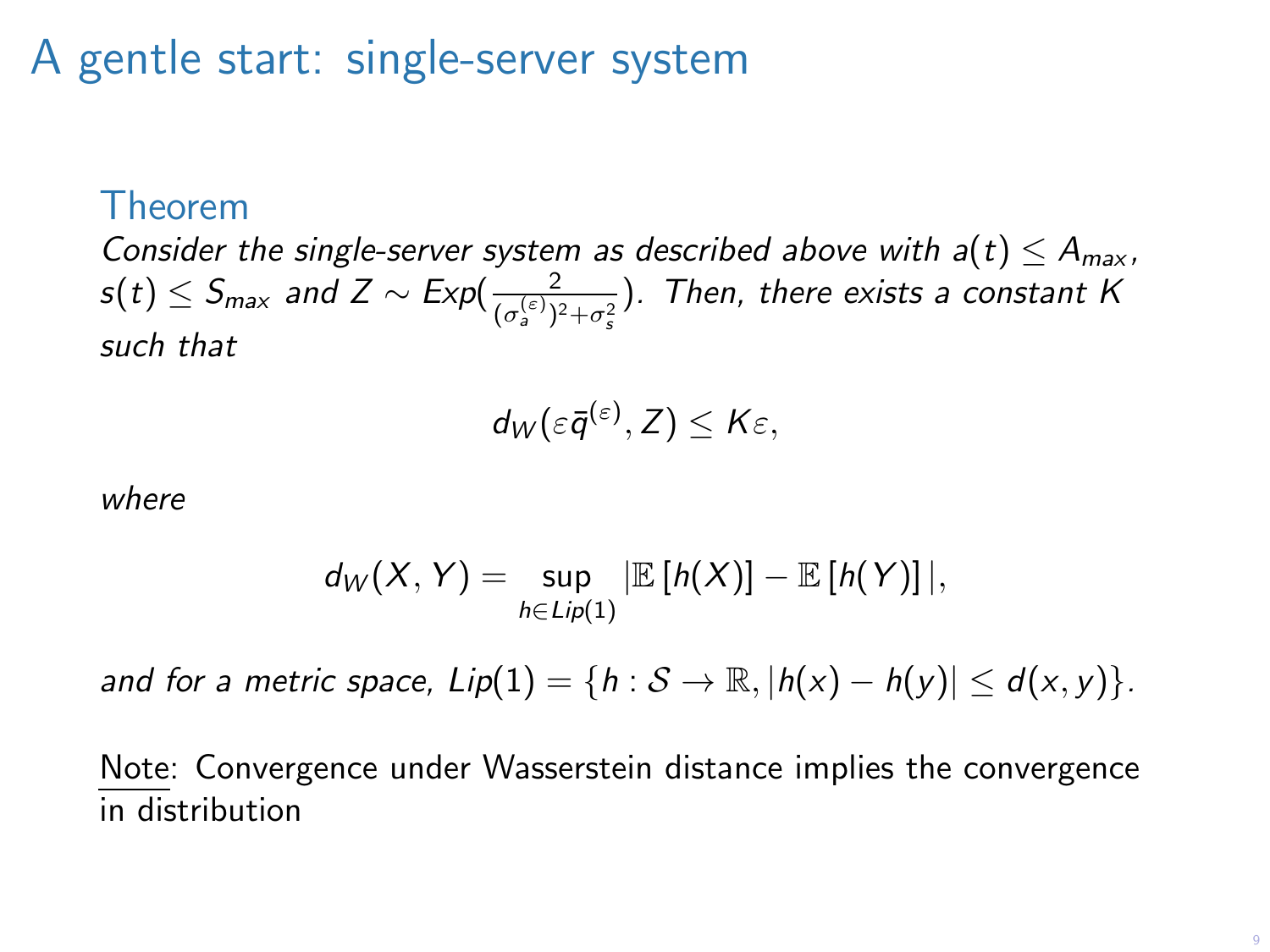# A gentle start: single-server system

### Theorem

*Consider the single-server system as described above with $a(t) \leq A_{max}$, $s(t) \leq S_{max}$ and $Z \sim Exp(\frac{2}{(\sigma_a^{(\varepsilon)})^2 + \sigma_s^2})$. Then, there exists a constant $K$ such that*

$$d_W(\varepsilon \bar{q}^{(\varepsilon)}, Z) \leq K\varepsilon,$$

*where*

$$d_W(X, Y) = \sup_{h \in Lip(1)} |\mathbb{E}[h(X)] - \mathbb{E}[h(Y)]|,$$

*and for a metric space, $Lip(1) = \{h : \mathcal{S} \to \mathbb{R}, |h(x) - h(y)| \leq d(x, y)\}$.*

<u>Note</u>: Convergence under Wasserstein distance implies the convergence in distribution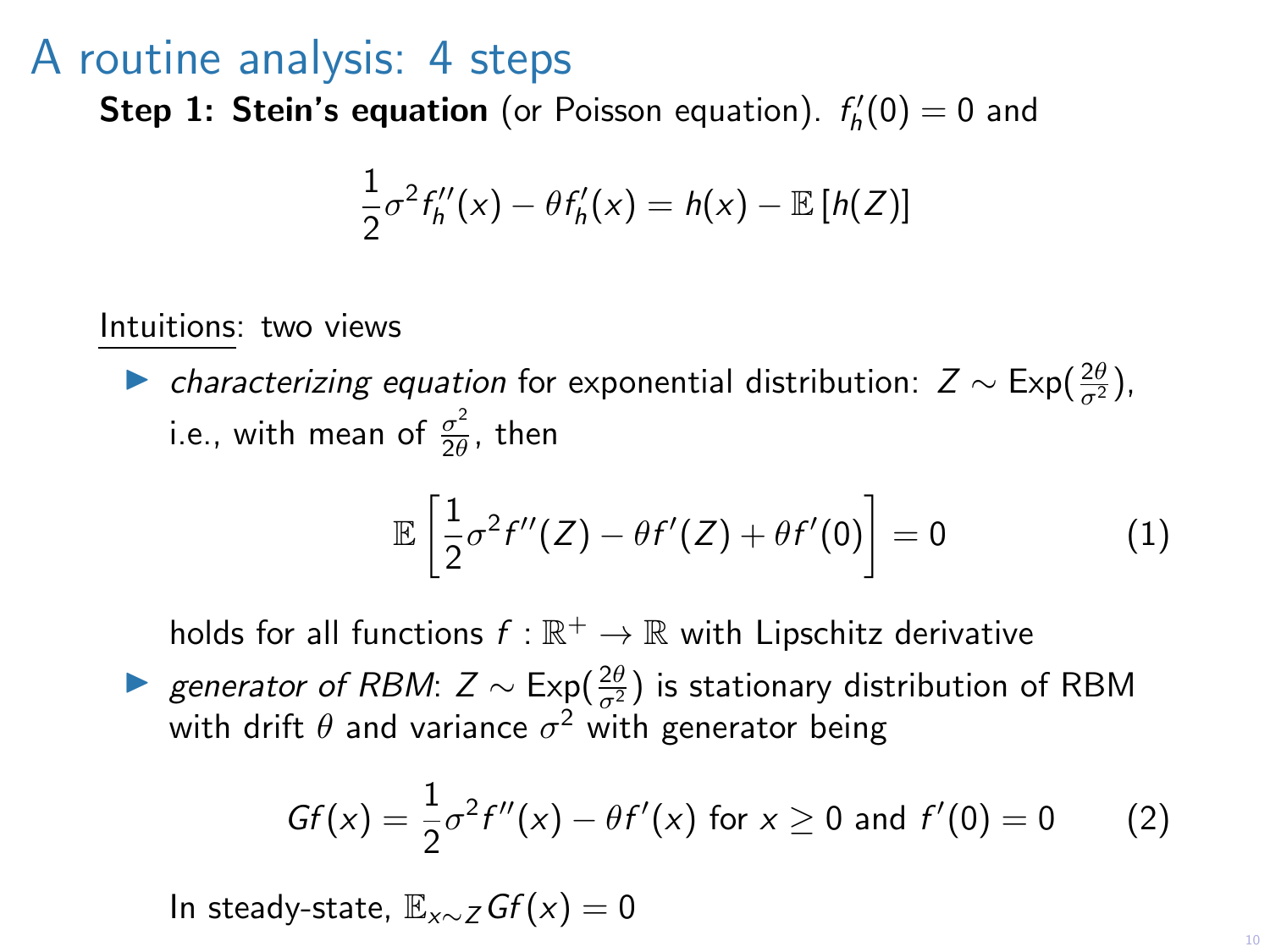# A routine analysis: 4 steps

**Step 1: Stein's equation** (or Poisson equation). $f_h'(0) = 0$ and

$$\frac{1}{2}\sigma^2 f_h''(x) - \theta f_h'(x) = h(x) - \mathbb{E}\left[h(Z)\right]$$

Intuitions: two views

- *characterizing equation* for exponential distribution: $Z \sim \text{Exp}(\frac{2\theta}{\sigma^2})$, i.e., with mean of $\frac{\sigma^2}{2\theta}$, then

$$\mathbb{E}\left[\frac{1}{2}\sigma^2 f''(Z) - \theta f'(Z) + \theta f'(0)\right] = 0 \tag{1}$$

  holds for all functions $f : \mathbb{R}^+ \to \mathbb{R}$ with Lipschitz derivative

- *generator of RBM*: $Z \sim \text{Exp}(\frac{2\theta}{\sigma^2})$ is stationary distribution of RBM with drift $\theta$ and variance $\sigma^2$ with generator being

$$Gf(x) = \frac{1}{2}\sigma^2 f''(x) - \theta f'(x) \text{ for } x \geq 0 \text{ and } f'(0) = 0 \tag{2}$$

  In steady-state, $\mathbb{E}_{x \sim Z} Gf(x) = 0$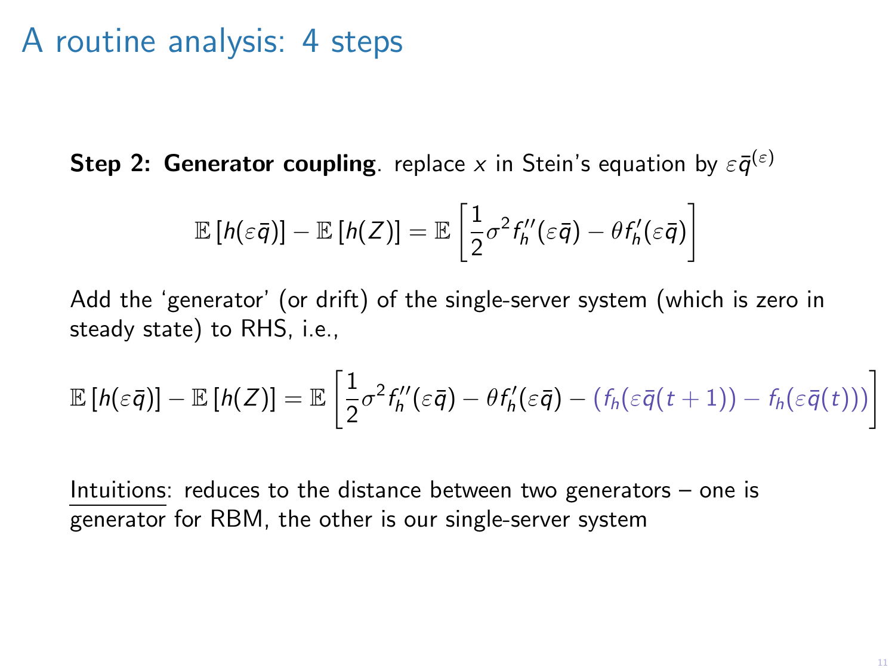# A routine analysis: 4 steps

**Step 2: Generator coupling**. replace $x$ in Stein's equation by $\varepsilon\bar{q}^{(\varepsilon)}$

$$\mathbb{E}\left[h(\varepsilon\bar{q})\right] - \mathbb{E}\left[h(Z)\right] = \mathbb{E}\left[\frac{1}{2}\sigma^2 f_h''(\varepsilon\bar{q}) - \theta f_h'(\varepsilon\bar{q})\right]$$

Add the 'generator' (or drift) of the single-server system (which is zero in steady state) to RHS, i.e.,

$$\mathbb{E}\left[h(\varepsilon\bar{q})\right] - \mathbb{E}\left[h(Z)\right] = \mathbb{E}\left[\frac{1}{2}\sigma^2 f_h''(\varepsilon\bar{q}) - \theta f_h'(\varepsilon\bar{q}) - \left(f_h(\varepsilon\bar{q}(t+1)) - f_h(\varepsilon\bar{q}(t))\right)\right]$$

Intuitions: reduces to the distance between two generators – one is generator for RBM, the other is our single-server system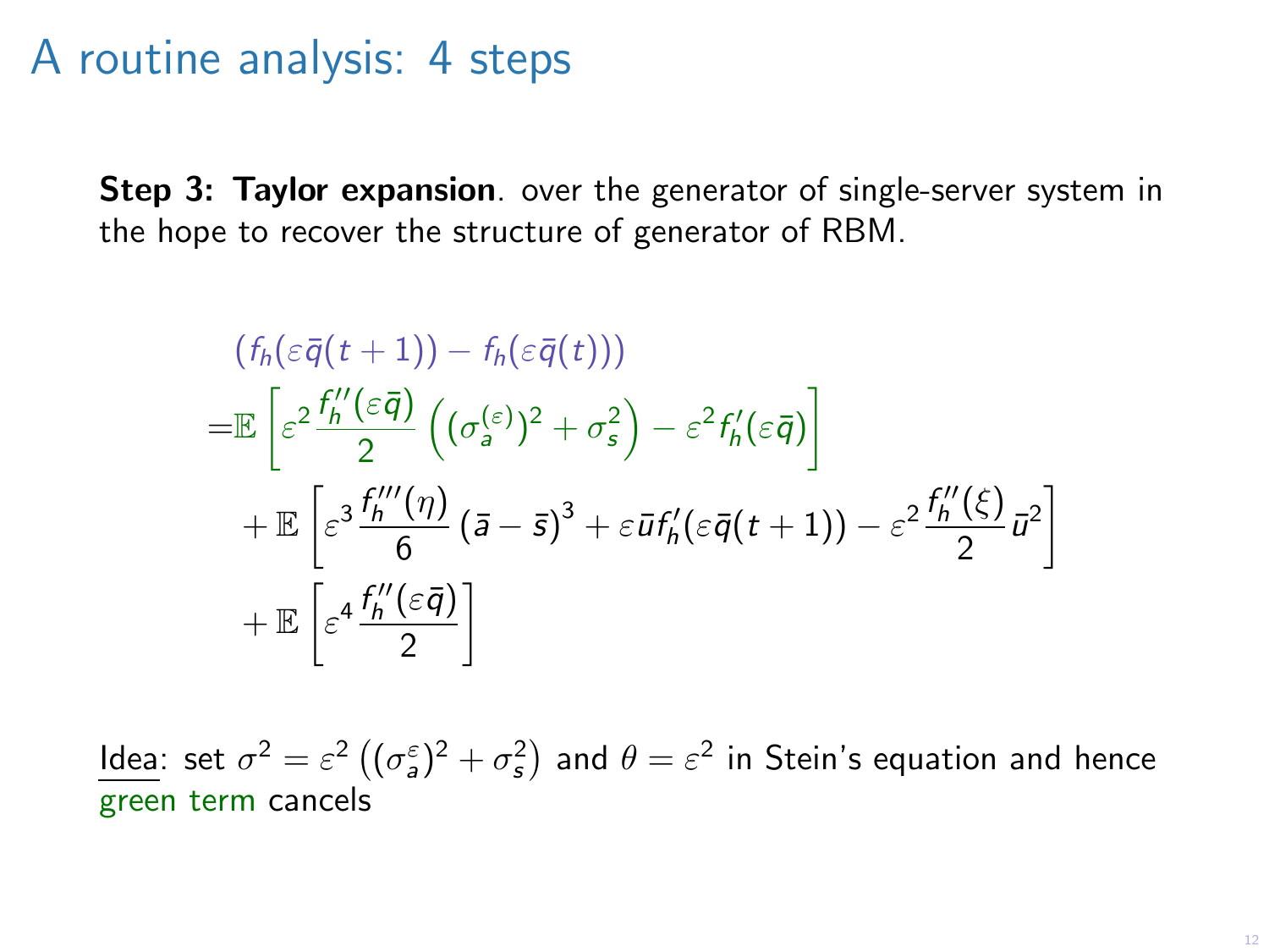# A routine analysis: 4 steps

**Step 3: Taylor expansion**. over the generator of single-server system in the hope to recover the structure of generator of RBM.

$$
\begin{aligned}
&\left(f_h(\varepsilon\bar{q}(t+1)) - f_h(\varepsilon\bar{q}(t))\right) \\
=&\mathbb{E}\left[\varepsilon^2 \frac{f_h''(\varepsilon\bar{q})}{2}\left((\sigma_a^{(\varepsilon)})^2 + \sigma_s^2\right) - \varepsilon^2 f_h'(\varepsilon\bar{q})\right] \\
&+ \mathbb{E}\left[\varepsilon^3 \frac{f_h'''(\eta)}{6}\left(\bar{a} - \bar{s}\right)^3 + \varepsilon\bar{u} f_h'(\varepsilon\bar{q}(t+1)) - \varepsilon^2 \frac{f_h''(\xi)}{2}\bar{u}^2\right] \\
&+ \mathbb{E}\left[\varepsilon^4 \frac{f_h''(\varepsilon\bar{q})}{2}\right]
\end{aligned}
$$

Idea: set $\sigma^2 = \varepsilon^2\left((\sigma_a^\varepsilon)^2 + \sigma_s^2\right)$ and $\theta = \varepsilon^2$ in Stein's equation and hence green term cancels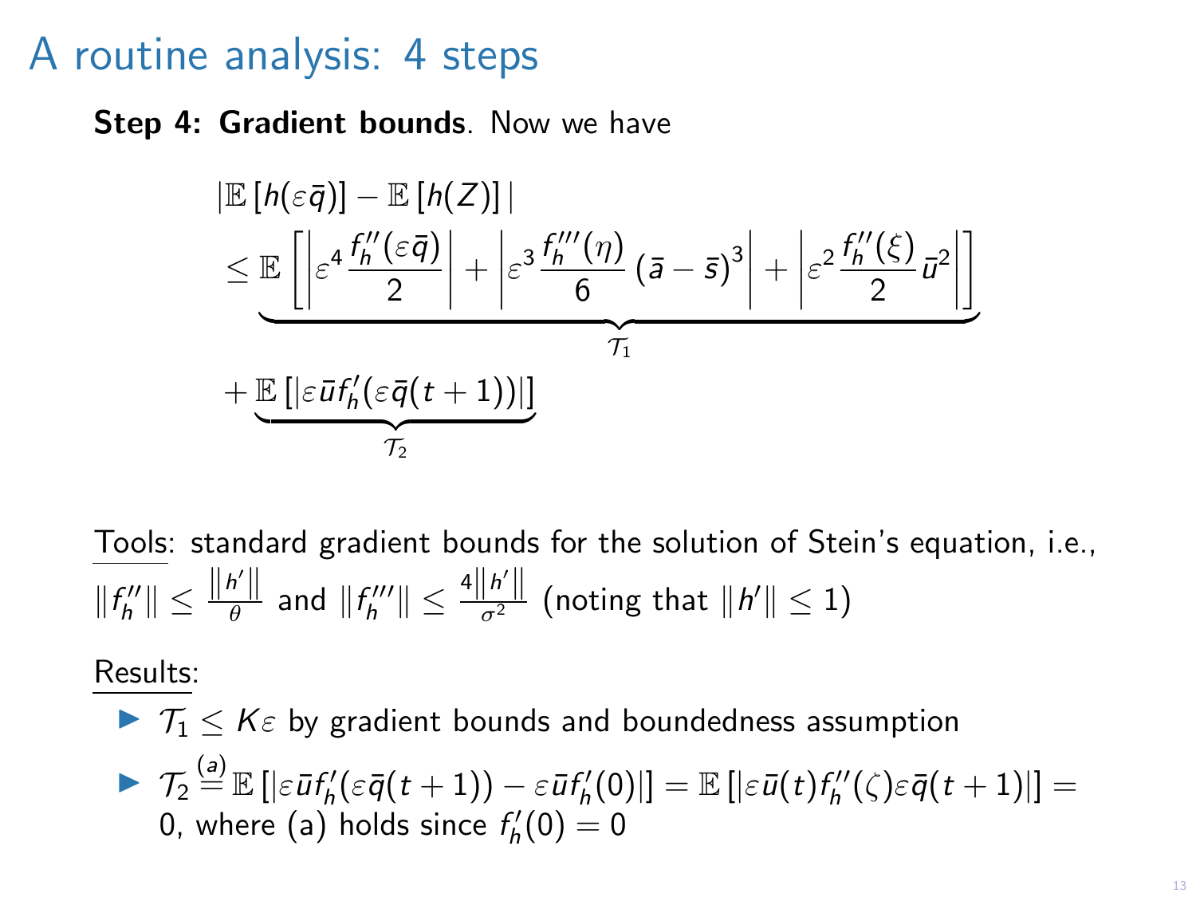# A routine analysis: 4 steps

**Step 4: Gradient bounds**. Now we have

$$
\begin{aligned}
&\left|\mathbb{E}\left[h(\varepsilon\bar{q})\right] - \mathbb{E}\left[h(Z)\right]\right| \\
&\leq \underbrace{\mathbb{E}\left[\left|\varepsilon^4 \frac{f_h''(\varepsilon\bar{q})}{2}\right| + \left|\varepsilon^3 \frac{f_h'''(\eta)}{6}\left(\bar{a}-\bar{s}\right)^3\right| + \left|\varepsilon^2 \frac{f_h''(\xi)}{2}\bar{u}^2\right|\right]}_{\mathcal{T}_1} \\
&+ \underbrace{\mathbb{E}\left[\left|\varepsilon\bar{u}f_h'(\varepsilon\bar{q}(t+1))\right|\right]}_{\mathcal{T}_2}
\end{aligned}
$$

Tools: standard gradient bounds for the solution of Stein's equation, i.e., $\|f_h''\| \leq \frac{\|h'\|}{\theta}$ and $\|f_h'''\| \leq \frac{4\|h'\|}{\sigma^2}$ (noting that $\|h'\| \leq 1$)

Results:

- $\mathcal{T}_1 \leq K\varepsilon$ by gradient bounds and boundedness assumption
- $\mathcal{T}_2 \overset{(a)}{=} \mathbb{E}\left[\left|\varepsilon\bar{u}f_h'(\varepsilon\bar{q}(t+1)) - \varepsilon\bar{u}f_h'(0)\right|\right] = \mathbb{E}\left[\left|\varepsilon\bar{u}(t)f_h''(\zeta)\varepsilon\bar{q}(t+1)\right|\right] = 0$, where (a) holds since $f_h'(0) = 0$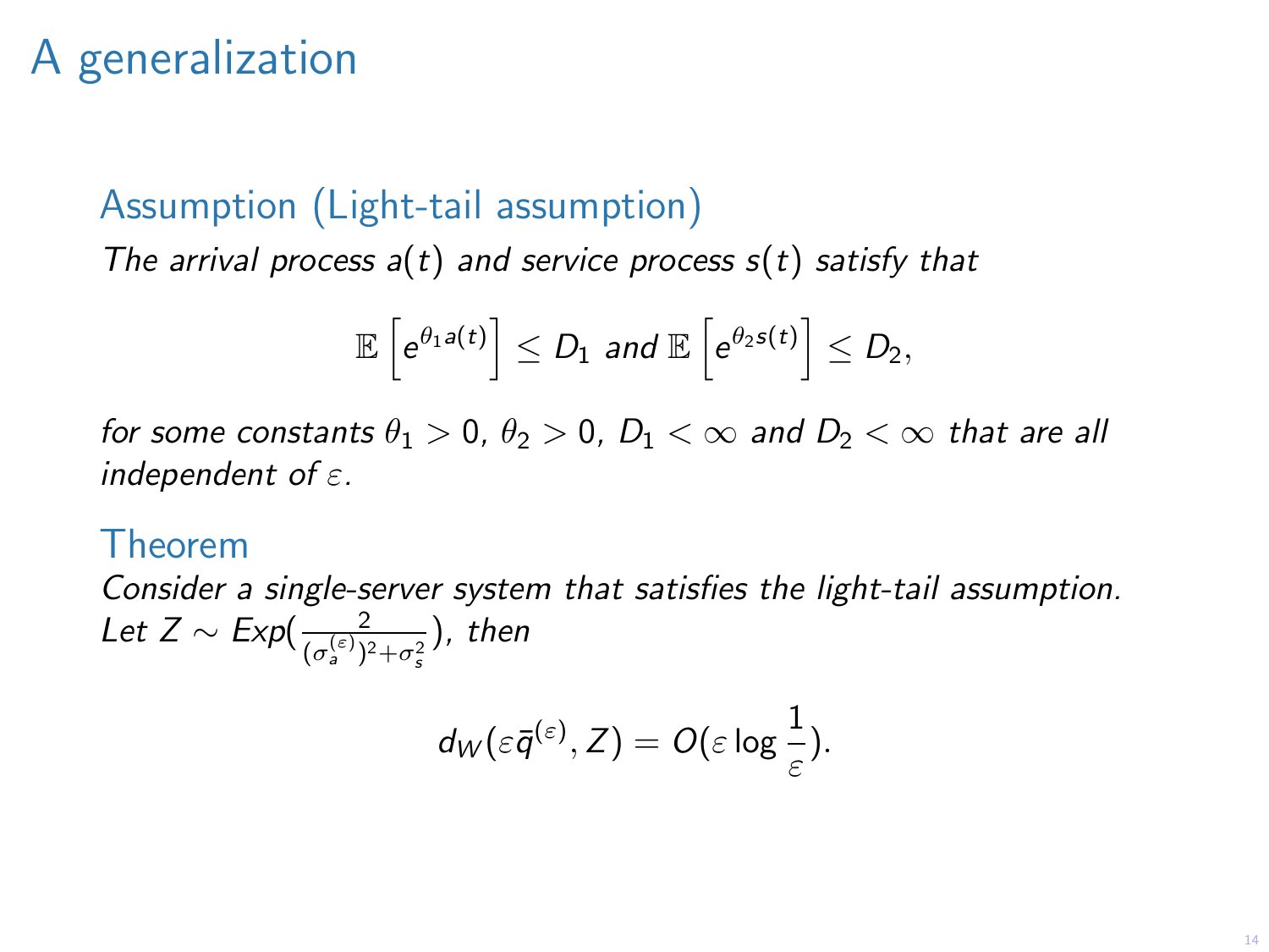# A generalization

### Assumption (Light-tail assumption)

*The arrival process $a(t)$ and service process $s(t)$ satisfy that*

$$\mathbb{E}\left[e^{\theta_1 a(t)}\right] \leq D_1 \text{ and } \mathbb{E}\left[e^{\theta_2 s(t)}\right] \leq D_2,$$

*for some constants $\theta_1 > 0$, $\theta_2 > 0$, $D_1 < \infty$ and $D_2 < \infty$ that are all independent of $\varepsilon$.*

### Theorem

*Consider a single-server system that satisfies the light-tail assumption. Let $Z \sim Exp(\frac{2}{(\sigma_a^{(\varepsilon)})^2 + \sigma_s^2})$, then*

$$d_W(\varepsilon \bar{q}^{(\varepsilon)}, Z) = O(\varepsilon \log \frac{1}{\varepsilon}).$$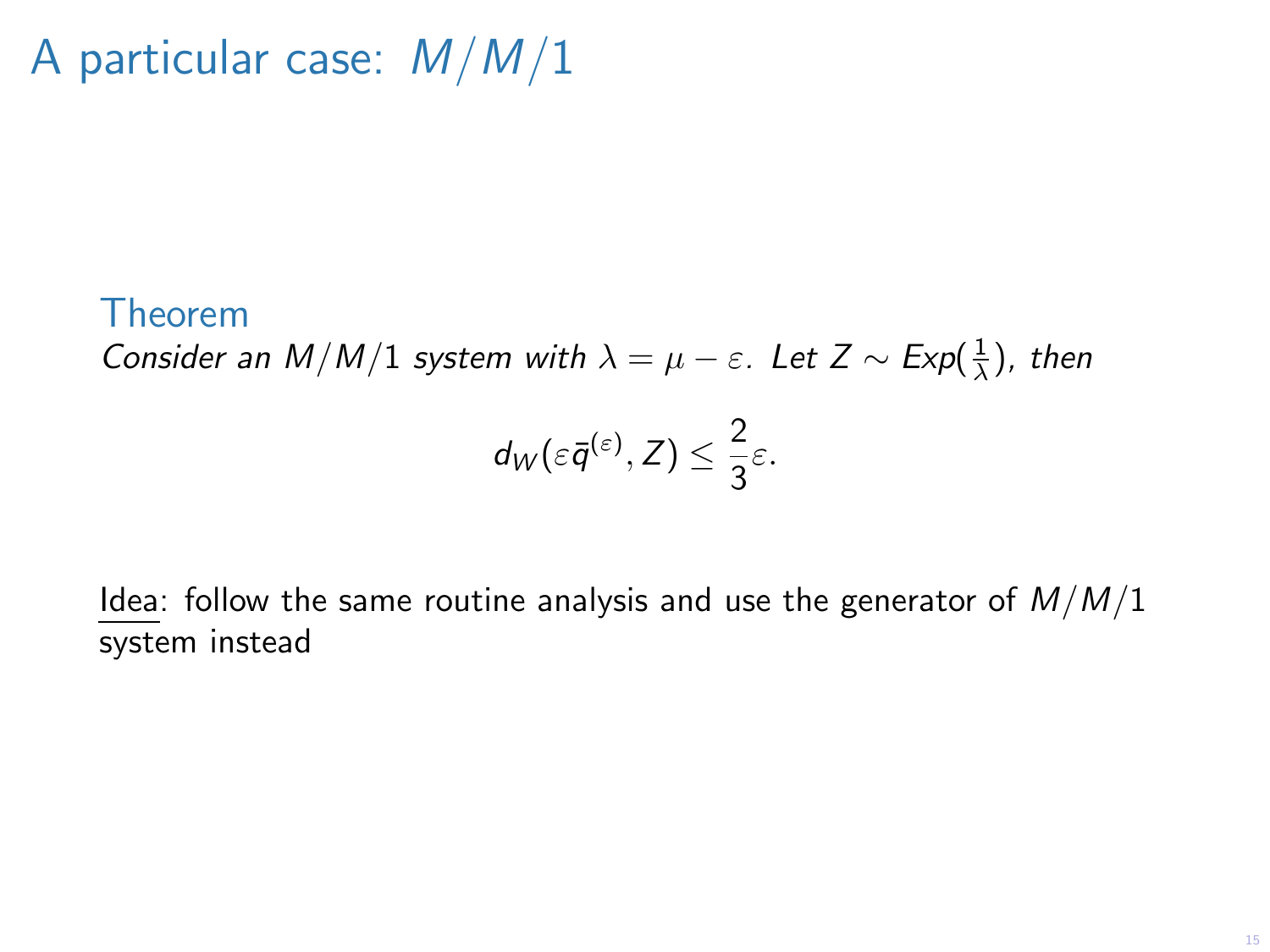# A particular case: $M/M/1$

**Theorem**

*Consider an $M/M/1$ system with $\lambda = \mu - \varepsilon$. Let $Z \sim Exp(\frac{1}{\lambda})$, then*

$$d_W(\varepsilon \bar{q}^{(\varepsilon)}, Z) \leq \frac{2}{3}\varepsilon.$$

<u>Idea</u>: follow the same routine analysis and use the generator of $M/M/1$ system instead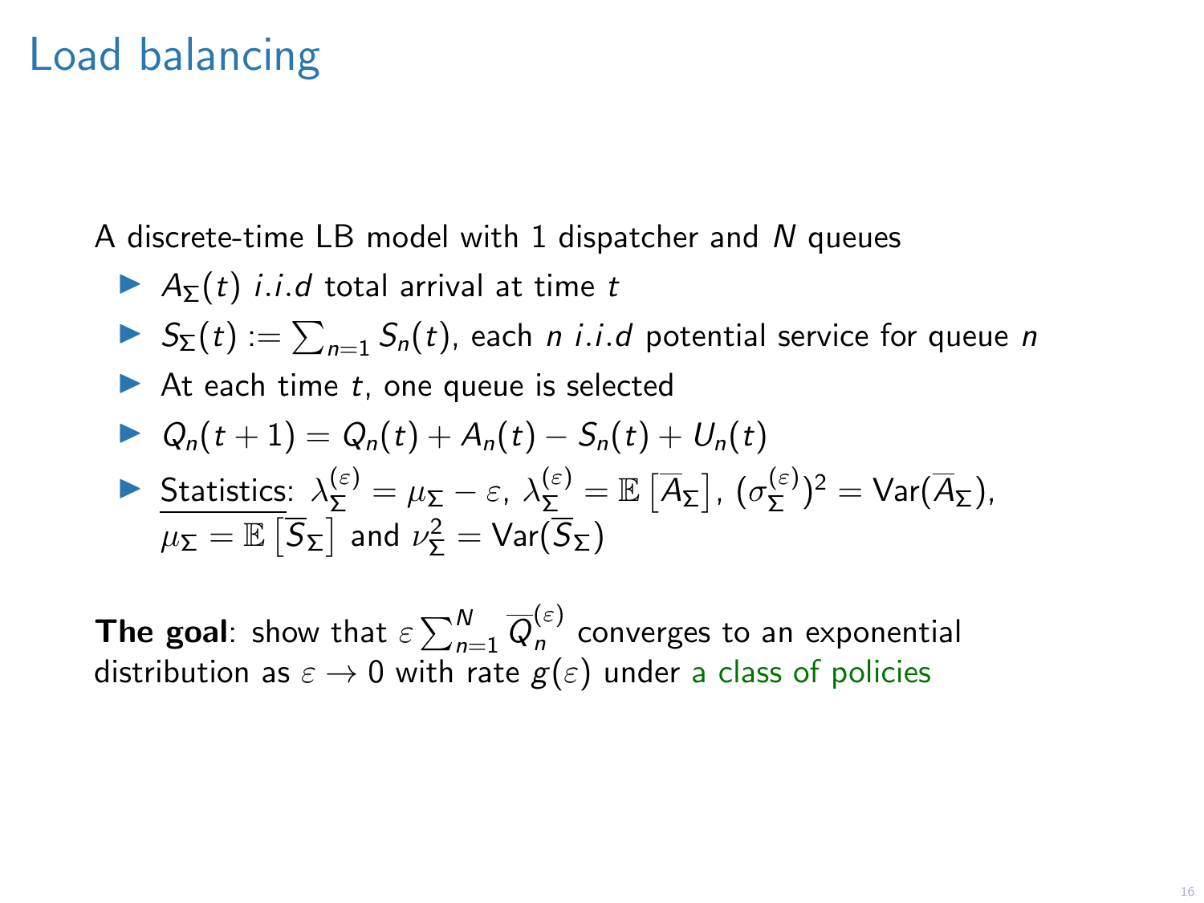# Load balancing

A discrete-time LB model with 1 dispatcher and $N$ queues

- $A_\Sigma(t)$ *i.i.d* total arrival at time $t$
- $S_\Sigma(t) := \sum_{n=1} S_n(t)$, each $n$ *i.i.d* potential service for queue $n$
- At each time $t$, one queue is selected
- $Q_n(t+1) = Q_n(t) + A_n(t) - S_n(t) + U_n(t)$
- Statistics: $\lambda_\Sigma^{(\varepsilon)} = \mu_\Sigma - \varepsilon$, $\lambda_\Sigma^{(\varepsilon)} = \mathbb{E}\left[\overline{A}_\Sigma\right]$, $(\sigma_\Sigma^{(\varepsilon)})^2 = \mathrm{Var}(\overline{A}_\Sigma)$, $\mu_\Sigma = \mathbb{E}\left[\overline{S}_\Sigma\right]$ and $\nu_\Sigma^2 = \mathrm{Var}(\overline{S}_\Sigma)$

**The goal**: show that $\varepsilon \sum_{n=1}^{N} \overline{Q}_n^{(\varepsilon)}$ converges to an exponential distribution as $\varepsilon \to 0$ with rate $g(\varepsilon)$ under a class of policies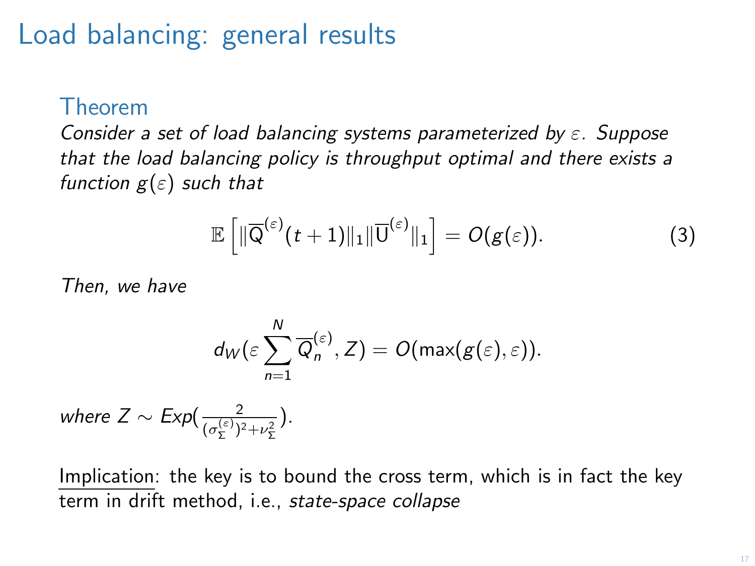# Load balancing: general results

### Theorem

*Consider a set of load balancing systems parameterized by $\varepsilon$. Suppose that the load balancing policy is throughput optimal and there exists a function $g(\varepsilon)$ such that*

$$\mathbb{E}\left[\|\overline{\mathsf{Q}}^{(\varepsilon)}(t+1)\|_1 \|\overline{\mathsf{U}}^{(\varepsilon)}\|_1\right] = O(g(\varepsilon)). \tag{3}$$

*Then, we have*

$$d_W(\varepsilon \sum_{n=1}^{N} \overline{Q}_n^{(\varepsilon)}, Z) = O(\max(g(\varepsilon), \varepsilon)).$$

*where $Z \sim Exp(\frac{2}{(\sigma_\Sigma^{(\varepsilon)})^2 + \nu_\Sigma^2})$.*

Implication: the key is to bound the cross term, which is in fact the key term in drift method, i.e., *state-space collapse*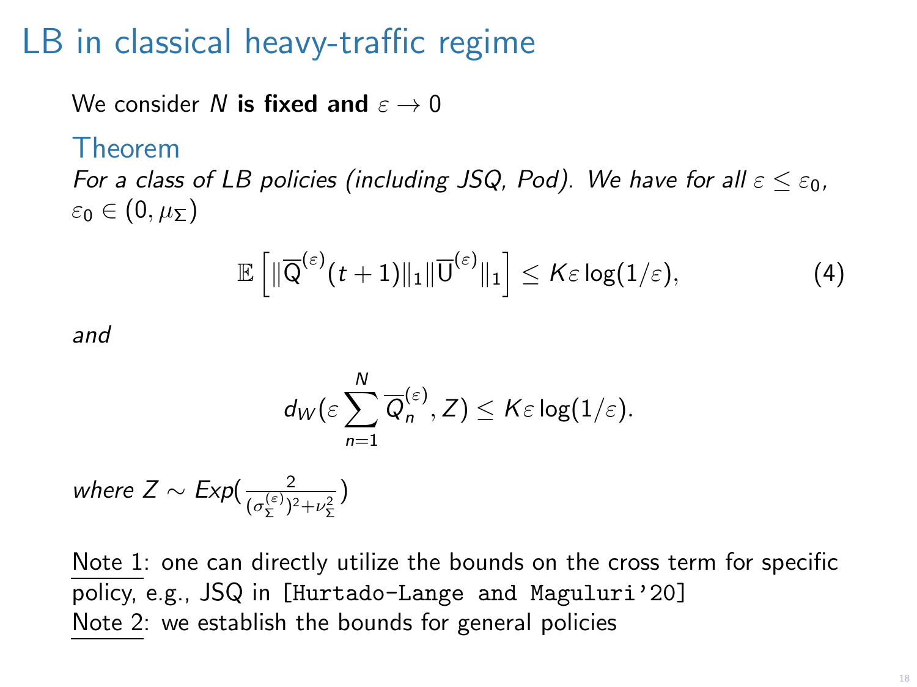# LB in classical heavy-traffic regime

We consider $N$ **is fixed and** $\varepsilon \to 0$

## Theorem

*For a class of LB policies (including JSQ, Pod). We have for all* $\varepsilon \le \varepsilon_0$, $\varepsilon_0 \in (0, \mu_\Sigma)$

$$\mathbb{E}\left[\|\overline{\mathrm{Q}}^{(\varepsilon)}(t+1)\|_1 \|\overline{\mathrm{U}}^{(\varepsilon)}\|_1\right] \le K\varepsilon \log(1/\varepsilon), \tag{4}$$

*and*

$$d_W(\varepsilon \sum_{n=1}^{N} \overline{Q}_n^{(\varepsilon)}, Z) \le K\varepsilon \log(1/\varepsilon).$$

*where* $Z \sim Exp(\frac{2}{(\sigma_\Sigma^{(\varepsilon)})^2 + \nu_\Sigma^2})$

Note 1: one can directly utilize the bounds on the cross term for specific policy, e.g., JSQ in [Hurtado-Lange and Maguluri'20]
Note 2: we establish the bounds for general policies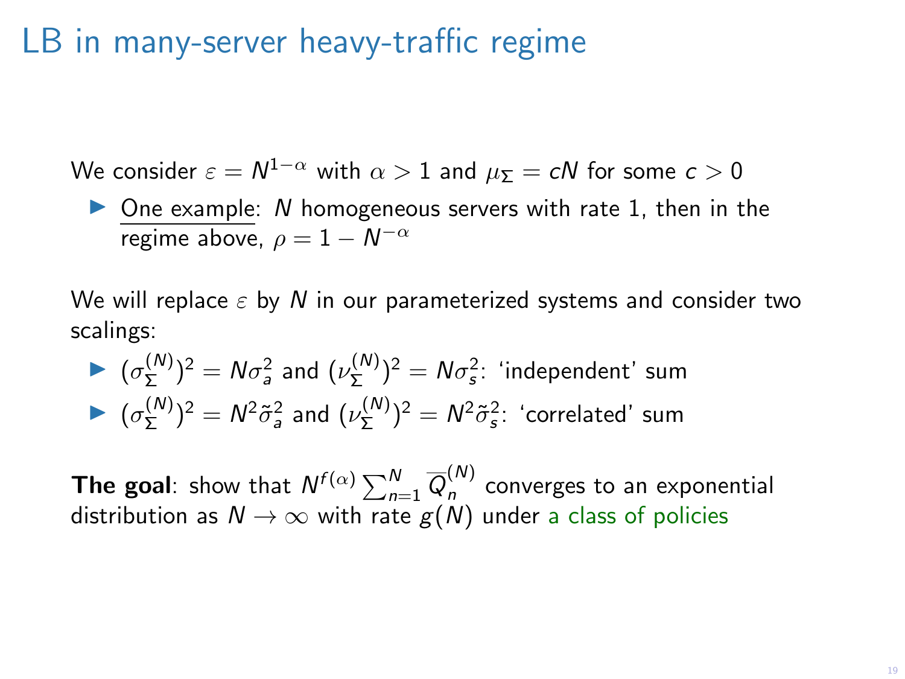# LB in many-server heavy-traffic regime

We consider $\varepsilon = N^{1-\alpha}$ with $\alpha > 1$ and $\mu_\Sigma = cN$ for some $c > 0$

- One example: $N$ homogeneous servers with rate 1, then in the regime above, $\rho = 1 - N^{-\alpha}$

We will replace $\varepsilon$ by $N$ in our parameterized systems and consider two scalings:

- $(\sigma_\Sigma^{(N)})^2 = N\sigma_a^2$ and $(\nu_\Sigma^{(N)})^2 = N\sigma_s^2$: 'independent' sum
- $(\sigma_\Sigma^{(N)})^2 = N^2\tilde{\sigma}_a^2$ and $(\nu_\Sigma^{(N)})^2 = N^2\tilde{\sigma}_s^2$: 'correlated' sum

**The goal**: show that $N^{f(\alpha)} \sum_{n=1}^{N} \overline{Q}_n^{(N)}$ converges to an exponential distribution as $N \to \infty$ with rate $g(N)$ under a class of policies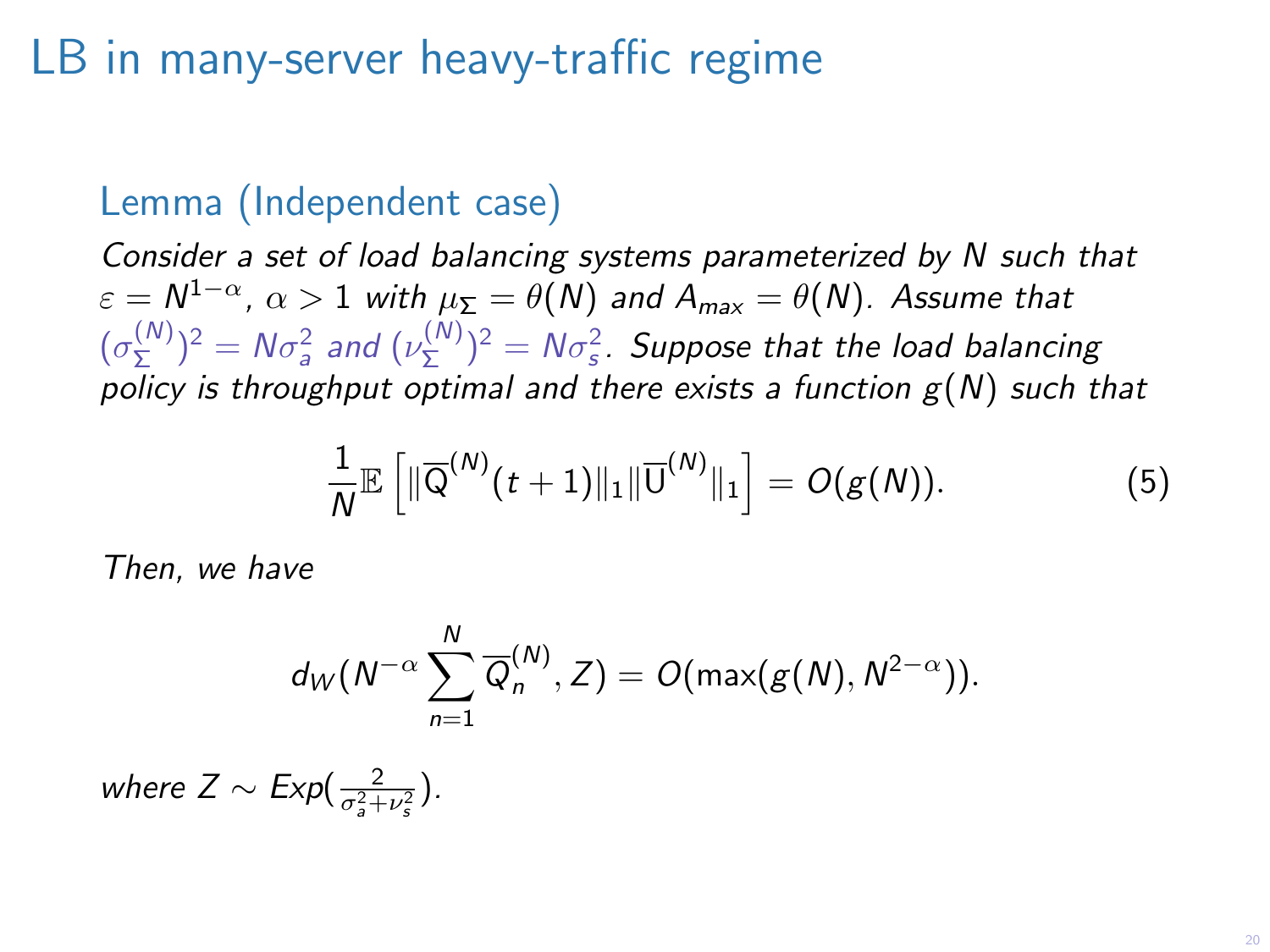# LB in many-server heavy-traffic regime

## Lemma (Independent case)

*Consider a set of load balancing systems parameterized by $N$ such that $\varepsilon = N^{1-\alpha}$, $\alpha > 1$ with $\mu_\Sigma = \theta(N)$ and $A_{max} = \theta(N)$. Assume that $(\sigma_\Sigma^{(N)})^2 = N\sigma_a^2$ and $(\nu_\Sigma^{(N)})^2 = N\sigma_s^2$. Suppose that the load balancing policy is throughput optimal and there exists a function $g(N)$ such that*

$$\frac{1}{N}\mathbb{E}\left[\|\overline{\mathrm{Q}}^{(N)}(t+1)\|_1 \|\overline{\mathrm{U}}^{(N)}\|_1\right] = O(g(N)). \tag{5}$$

*Then, we have*

$$d_W(N^{-\alpha}\sum_{n=1}^{N}\overline{Q}_n^{(N)}, Z) = O(\max(g(N), N^{2-\alpha})).$$

*where $Z \sim Exp(\frac{2}{\sigma_a^2+\nu_s^2})$.*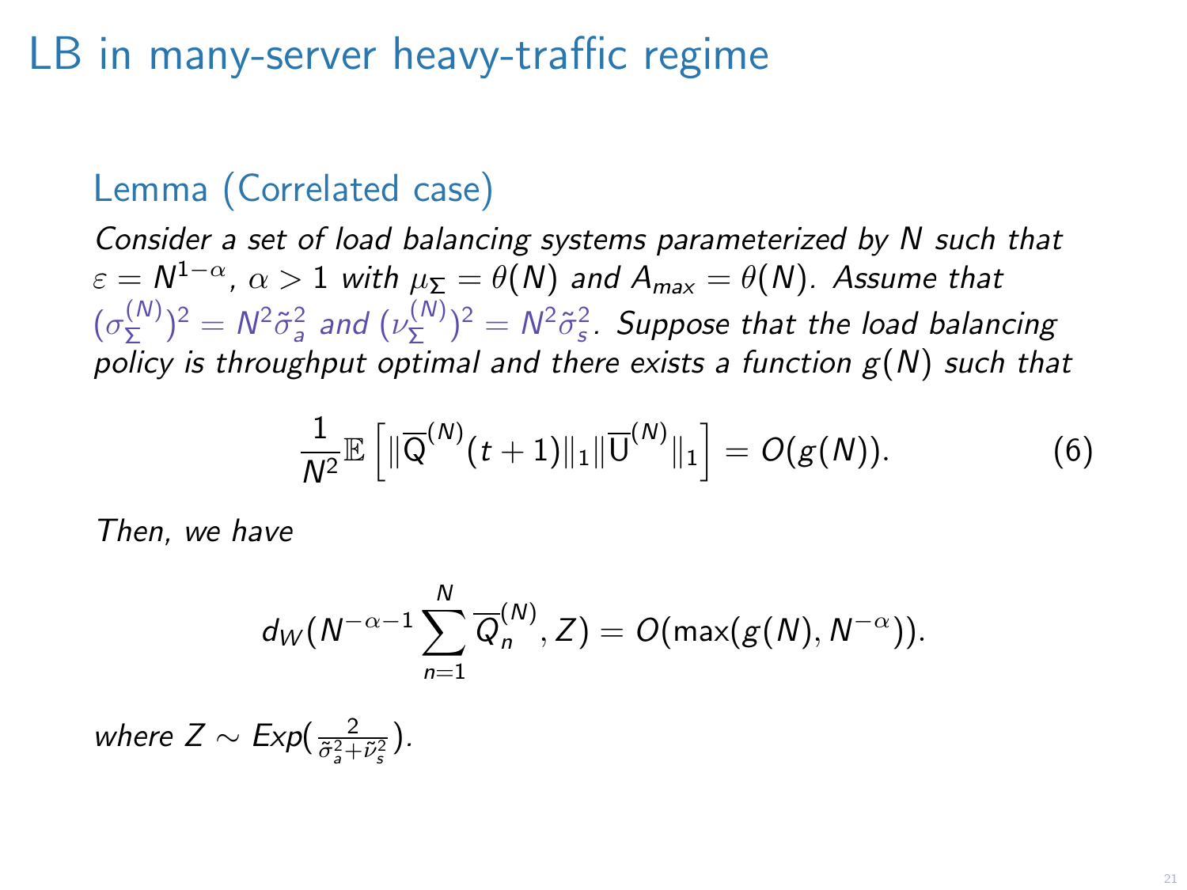# LB in many-server heavy-traffic regime

## Lemma (Correlated case)

*Consider a set of load balancing systems parameterized by $N$ such that $\varepsilon = N^{1-\alpha}$, $\alpha > 1$ with $\mu_\Sigma = \theta(N)$ and $A_{max} = \theta(N)$. Assume that $(\sigma_\Sigma^{(N)})^2 = N^2\tilde{\sigma}_a^2$ and $(\nu_\Sigma^{(N)})^2 = N^2\tilde{\sigma}_s^2$. Suppose that the load balancing policy is throughput optimal and there exists a function $g(N)$ such that*

$$\frac{1}{N^2}\mathbb{E}\left[\|\overline{\mathrm{Q}}^{(N)}(t+1)\|_1\|\overline{\mathrm{U}}^{(N)}\|_1\right] = O(g(N)). \tag{6}$$

*Then, we have*

$$d_W(N^{-\alpha-1}\sum_{n=1}^{N}\overline{Q}_n^{(N)}, Z) = O(\max(g(N), N^{-\alpha})).$$

*where $Z \sim Exp(\frac{2}{\tilde{\sigma}_a^2+\tilde{\nu}_s^2})$.*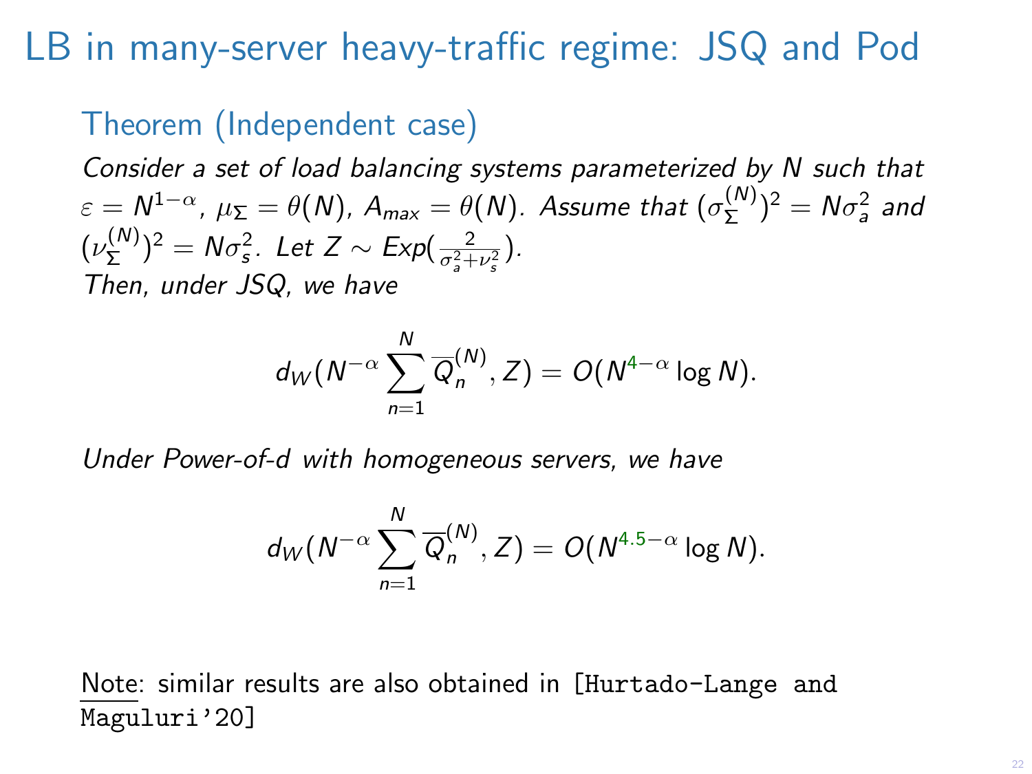# LB in many-server heavy-traffic regime: JSQ and Pod

## Theorem (Independent case)

*Consider a set of load balancing systems parameterized by N such that* $\varepsilon = N^{1-\alpha}$, $\mu_\Sigma = \theta(N)$, $A_{max} = \theta(N)$. *Assume that* $(\sigma_\Sigma^{(N)})^2 = N\sigma_a^2$ *and* $(\nu_\Sigma^{(N)})^2 = N\sigma_s^2$. *Let* $Z \sim Exp(\frac{2}{\sigma_a^2 + \nu_s^2})$.

*Then, under JSQ, we have*

$$d_W(N^{-\alpha} \sum_{n=1}^{N} \overline{Q}_n^{(N)}, Z) = O(N^{4-\alpha} \log N).$$

*Under Power-of-d with homogeneous servers, we have*

$$d_W(N^{-\alpha} \sum_{n=1}^{N} \overline{Q}_n^{(N)}, Z) = O(N^{4.5-\alpha} \log N).$$

Note: similar results are also obtained in [Hurtado-Lange and Maguluri'20]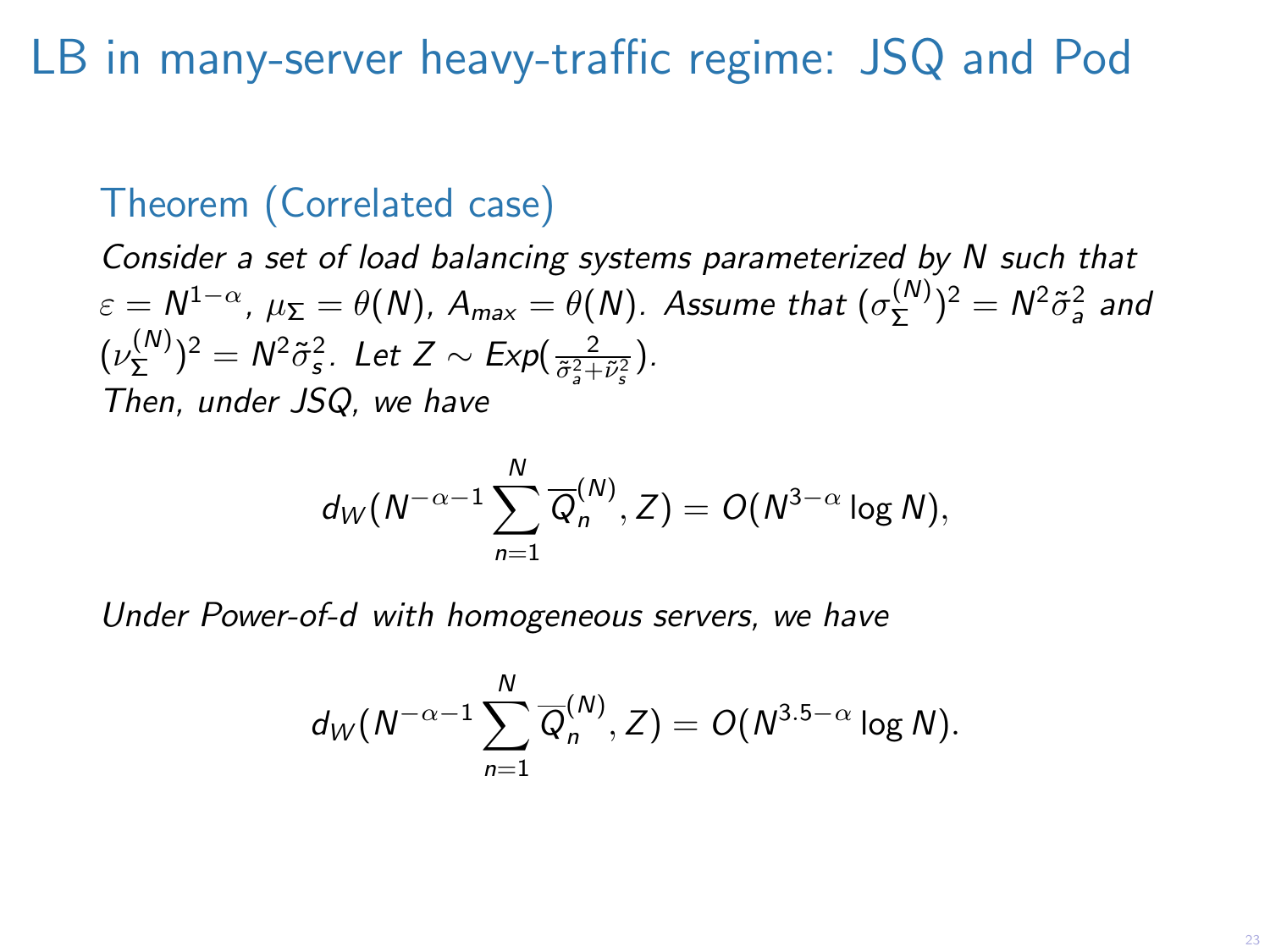# LB in many-server heavy-traffic regime: JSQ and Pod

## Theorem (Correlated case)

*Consider a set of load balancing systems parameterized by $N$ such that $\varepsilon = N^{1-\alpha}$, $\mu_\Sigma = \theta(N)$, $A_{max} = \theta(N)$. Assume that $(\sigma_\Sigma^{(N)})^2 = N^2\tilde{\sigma}_a^2$ and $(\nu_\Sigma^{(N)})^2 = N^2\tilde{\sigma}_s^2$. Let $Z \sim Exp(\frac{2}{\tilde{\sigma}_a^2+\tilde{\nu}_s^2})$.*
*Then, under JSQ, we have*

$$d_W(N^{-\alpha-1}\sum_{n=1}^{N}\overline{Q}_n^{(N)}, Z) = O(N^{3-\alpha}\log N),$$

*Under Power-of-d with homogeneous servers, we have*

$$d_W(N^{-\alpha-1}\sum_{n=1}^{N}\overline{Q}_n^{(N)}, Z) = O(N^{3.5-\alpha}\log N).$$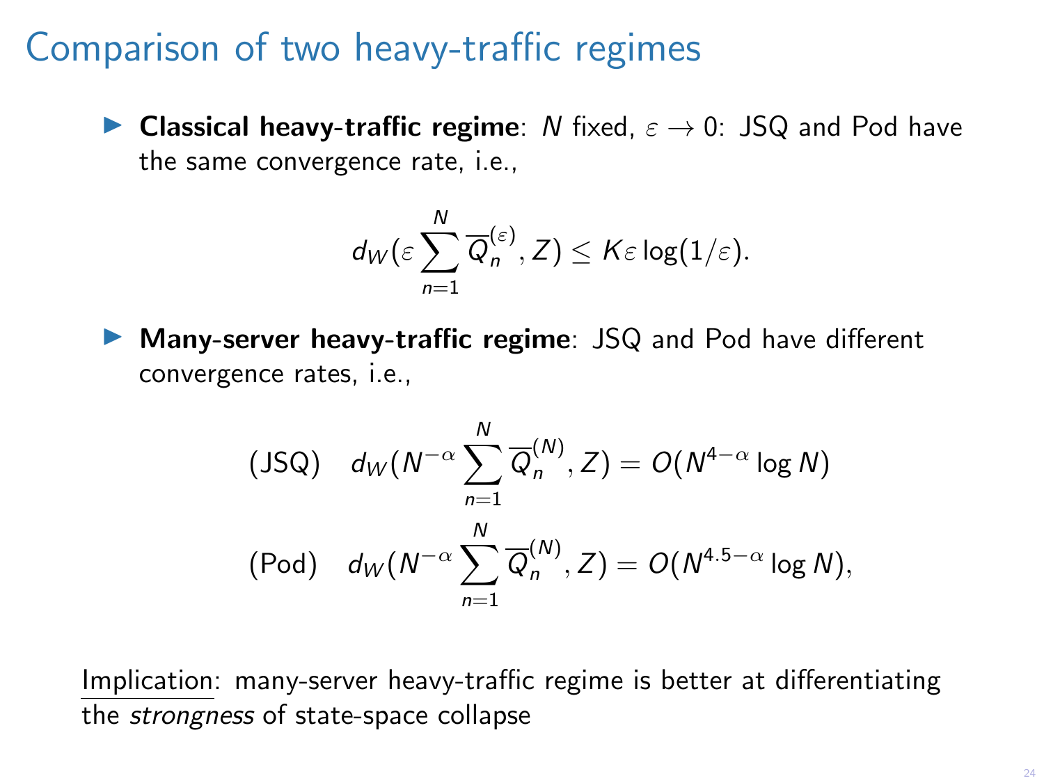# Comparison of two heavy-traffic regimes

- **Classical heavy-traffic regime**: $N$ fixed, $\varepsilon \to 0$: JSQ and Pod have the same convergence rate, i.e.,

$$d_W(\varepsilon \sum_{n=1}^{N} \overline{Q}_n^{(\varepsilon)}, Z) \leq K\varepsilon \log(1/\varepsilon).$$

- **Many-server heavy-traffic regime**: JSQ and Pod have different convergence rates, i.e.,

$$(\text{JSQ}) \quad d_W(N^{-\alpha} \sum_{n=1}^{N} \overline{Q}_n^{(N)}, Z) = O(N^{4-\alpha} \log N)$$

$$(\text{Pod}) \quad d_W(N^{-\alpha} \sum_{n=1}^{N} \overline{Q}_n^{(N)}, Z) = O(N^{4.5-\alpha} \log N),$$

Implication: many-server heavy-traffic regime is better at differentiating the *strongness* of state-space collapse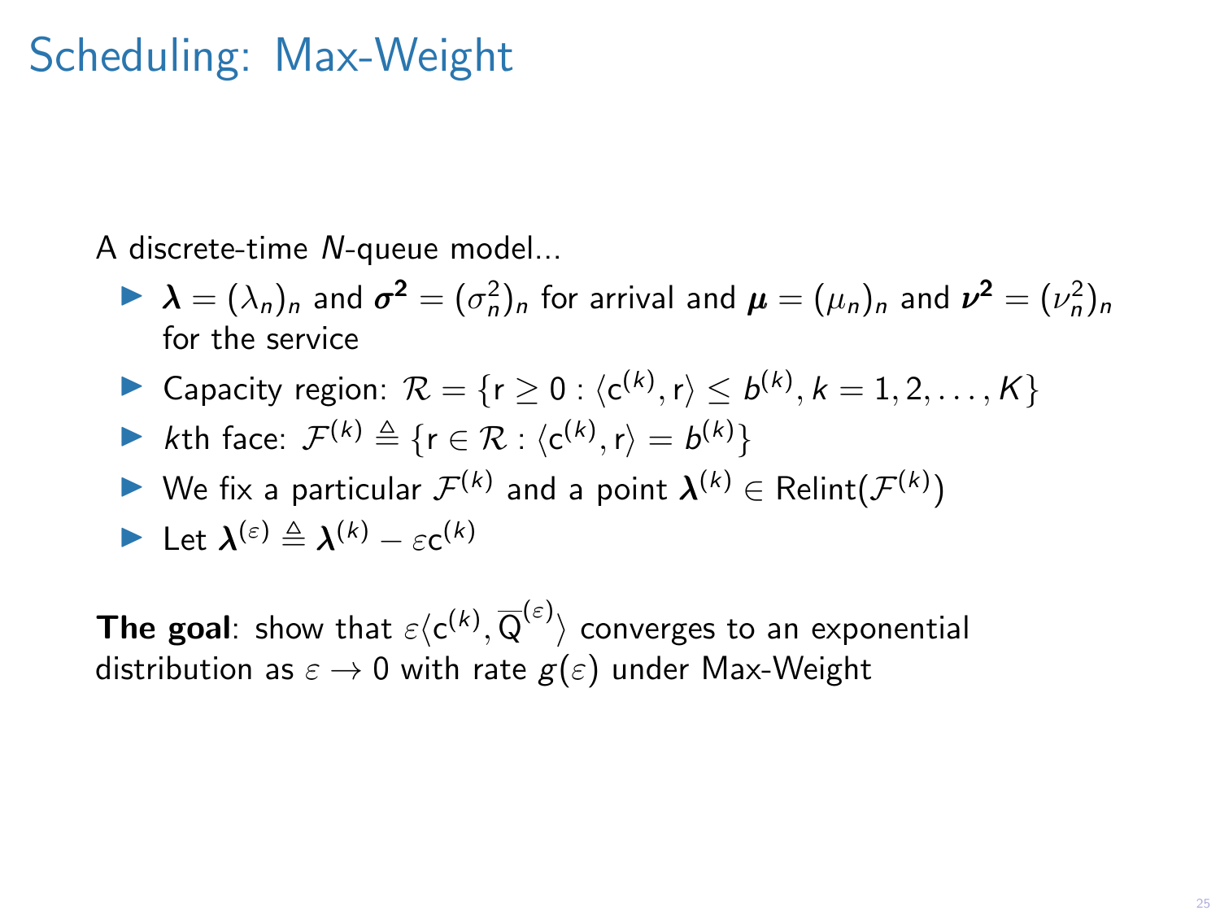# Scheduling: Max-Weight

A discrete-time $N$-queue model...

- $\boldsymbol{\lambda} = (\lambda_n)_n$ and $\boldsymbol{\sigma^2} = (\sigma_n^2)_n$ for arrival and $\boldsymbol{\mu} = (\mu_n)_n$ and $\boldsymbol{\nu^2} = (\nu_n^2)_n$ for the service
- Capacity region: $\mathcal{R} = \{\mathrm{r} \geq 0 : \langle \mathrm{c}^{(k)}, \mathrm{r} \rangle \leq b^{(k)}, k = 1, 2, \ldots, K\}$
- $k$th face: $\mathcal{F}^{(k)} \triangleq \{\mathrm{r} \in \mathcal{R} : \langle \mathrm{c}^{(k)}, \mathrm{r} \rangle = b^{(k)}\}$
- We fix a particular $\mathcal{F}^{(k)}$ and a point $\boldsymbol{\lambda}^{(k)} \in \mathrm{Relint}(\mathcal{F}^{(k)})$
- Let $\boldsymbol{\lambda}^{(\varepsilon)} \triangleq \boldsymbol{\lambda}^{(k)} - \varepsilon \mathrm{c}^{(k)}$

**The goal**: show that $\varepsilon \langle \mathrm{c}^{(k)}, \overline{\mathrm{Q}}^{(\varepsilon)} \rangle$ converges to an exponential distribution as $\varepsilon \to 0$ with rate $g(\varepsilon)$ under Max-Weight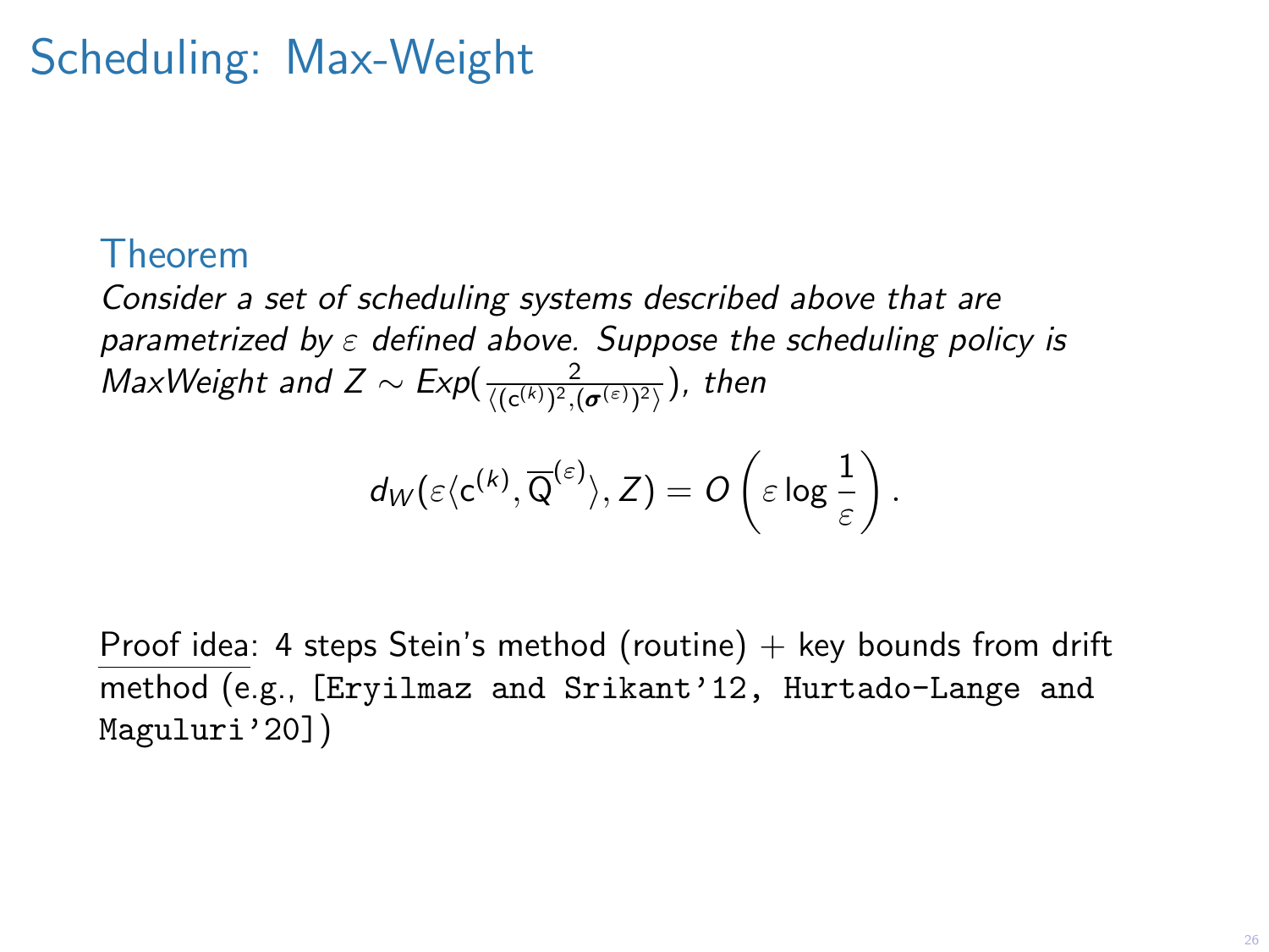# Scheduling: Max-Weight

### Theorem

*Consider a set of scheduling systems described above that are parametrized by $\varepsilon$ defined above. Suppose the scheduling policy is MaxWeight and $Z \sim Exp(\frac{2}{\langle (\mathsf{c}^{(k)})^2, (\boldsymbol{\sigma}^{(\varepsilon)})^2 \rangle})$, then*

$$d_W(\varepsilon \langle \mathsf{c}^{(k)}, \overline{\mathsf{Q}}^{(\varepsilon)} \rangle, Z) = O\left(\varepsilon \log \frac{1}{\varepsilon}\right).$$

Proof idea: 4 steps Stein's method (routine) + key bounds from drift method (e.g., [Eryilmaz and Srikant'12, Hurtado-Lange and Maguluri'20])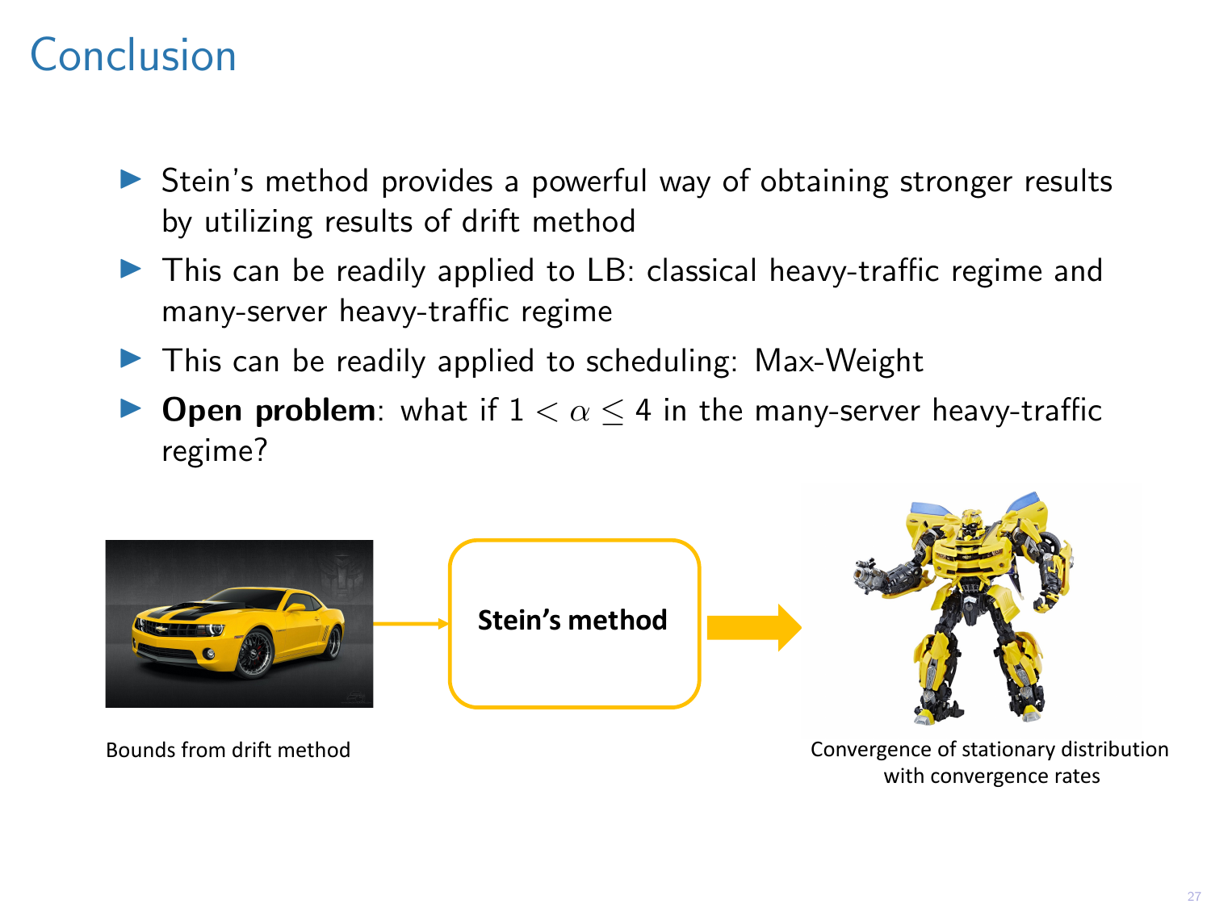# Conclusion

- Stein's method provides a powerful way of obtaining stronger results by utilizing results of drift method
- This can be readily applied to LB: classical heavy-traffic regime and many-server heavy-traffic regime
- This can be readily applied to scheduling: Max-Weight
- **Open problem**: what if $1 < \alpha \leq 4$ in the many-server heavy-traffic regime?

Bounds from drift method → **Stein's method** → Convergence of stationary distribution with convergence rates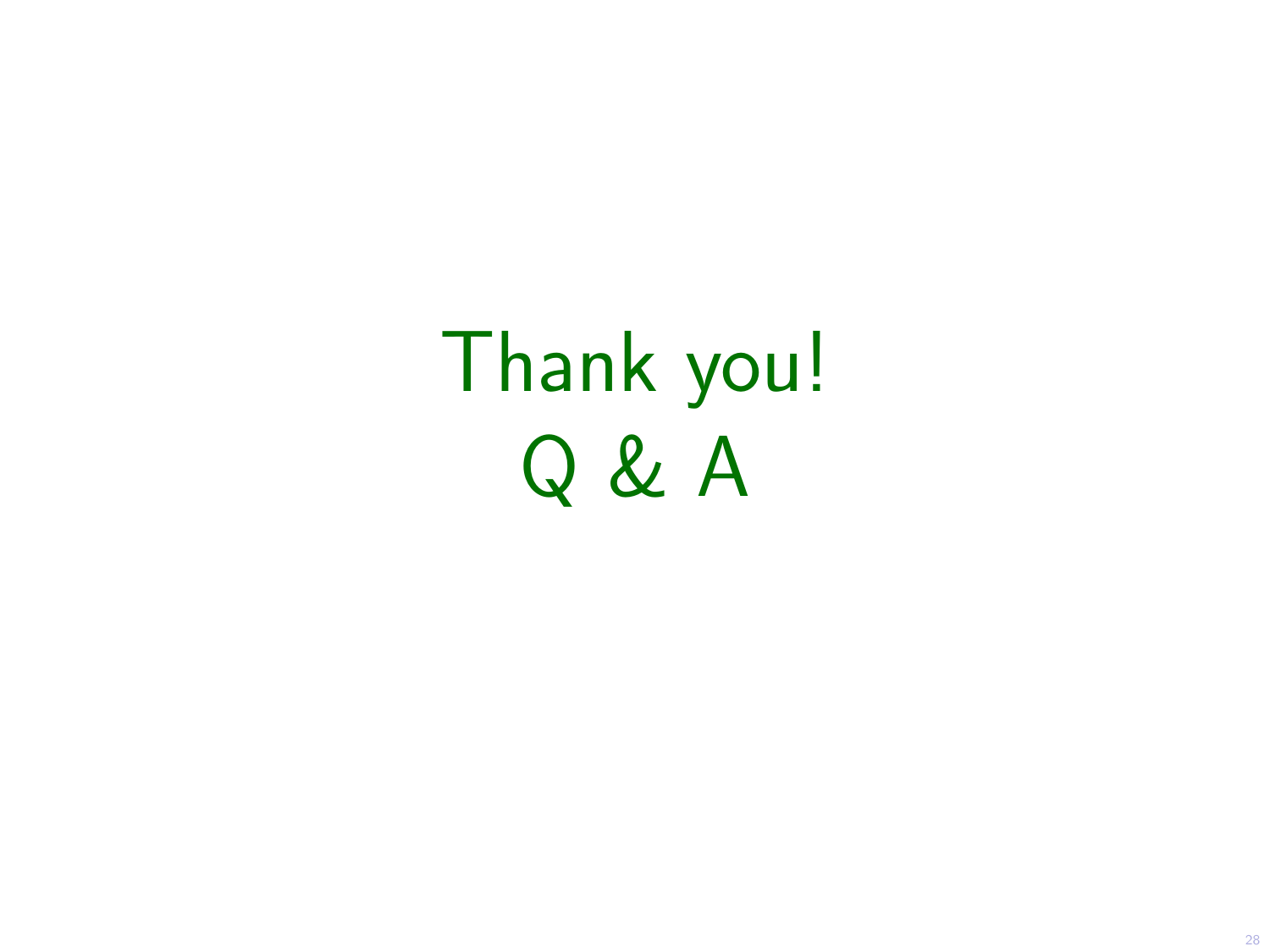Thank you!

Q & A